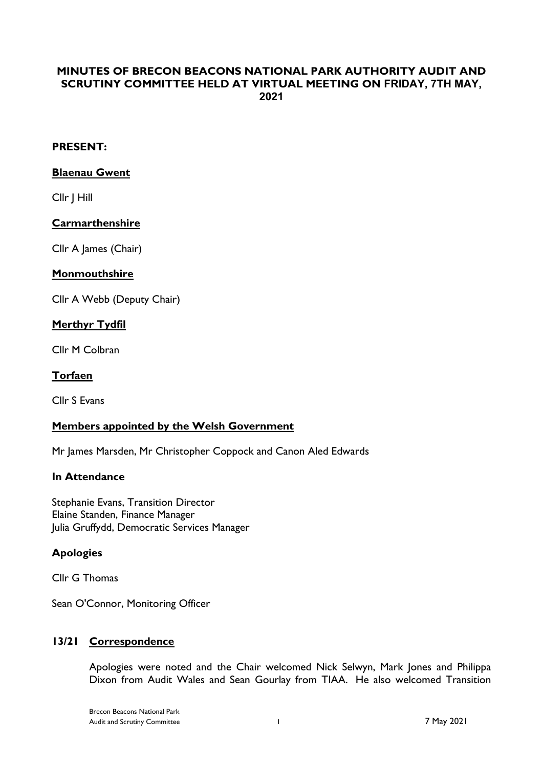# MINUTES OF BRECON BEACONS NATIONAL PARK AUTHORITY AUDIT AND SCRUTINY COMMITTEE HELD AT VIRTUAL MEETING ON FRIDAY, 7TH MAY, 2021

**PRESENT:**

**Blaenau Gwent**

Cllr J Hill

**Carmarthenshire**

Cllr A James (Chair)

**Monmouthshire**

Cllr A Webb (Deputy Chair)

**Merthyr Tydfil**

Cllr M Colbran

**Torfaen**

Cllr S Evans

**Members appointed by the Welsh Government**

Mr James Marsden, Mr Christopher Coppock and Canon Aled Edwards

**In Attendance**

Stephanie Evans, Transition Director
Elaine Standen, Finance Manager
Julia Gruffydd, Democratic Services Manager

**Apologies**

Cllr G Thomas

Sean O'Connor, Monitoring Officer

## 13/21 Correspondence

Apologies were noted and the Chair welcomed Nick Selwyn, Mark Jones and Philippa Dixon from Audit Wales and Sean Gourlay from TIAA. He also welcomed Transition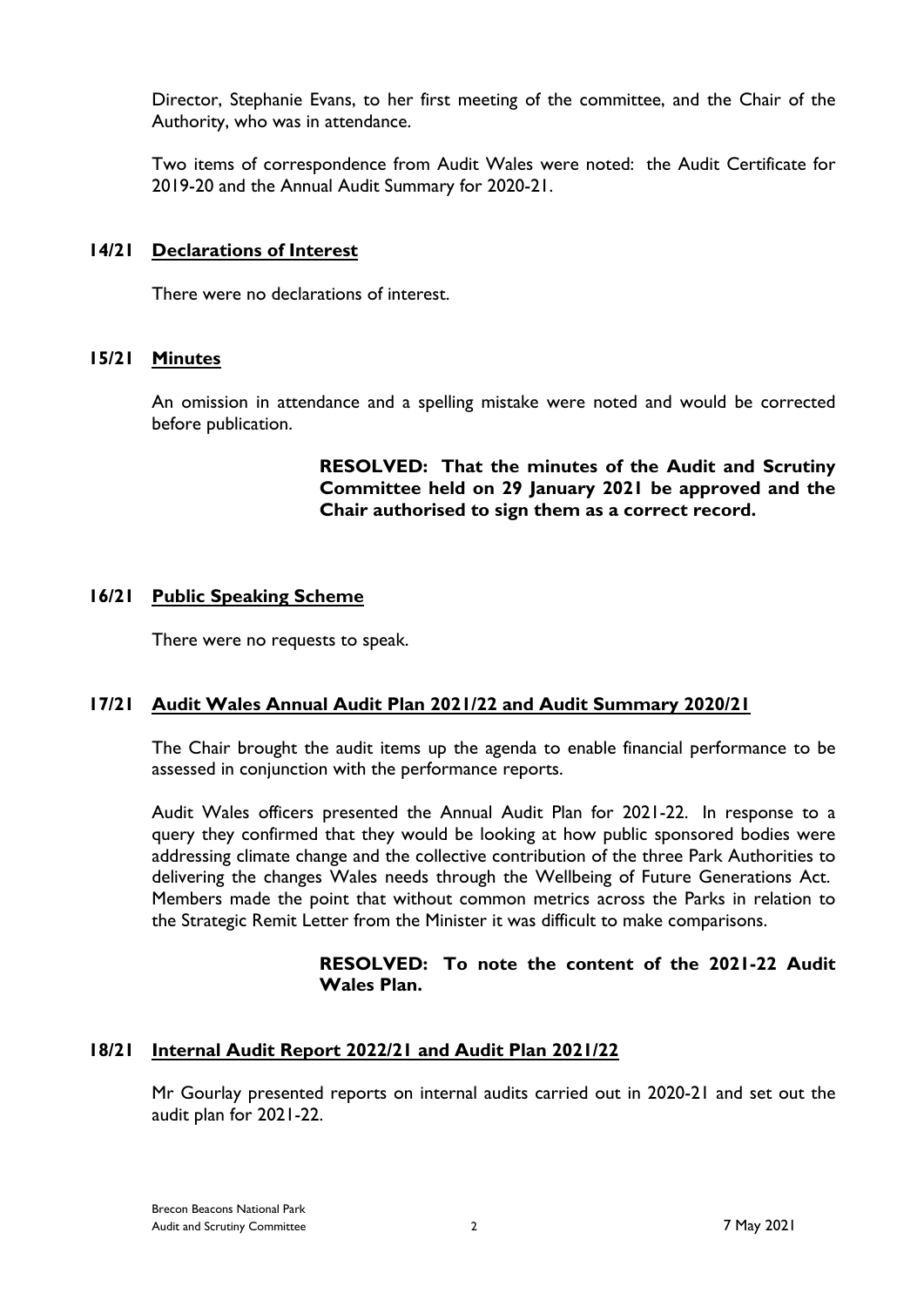Director, Stephanie Evans, to her first meeting of the committee, and the Chair of the Authority, who was in attendance.

Two items of correspondence from Audit Wales were noted: the Audit Certificate for 2019-20 and the Annual Audit Summary for 2020-21.

## 14/21 Declarations of Interest

There were no declarations of interest.

## 15/21 Minutes

An omission in attendance and a spelling mistake were noted and would be corrected before publication.

> **RESOLVED: That the minutes of the Audit and Scrutiny Committee held on 29 January 2021 be approved and the Chair authorised to sign them as a correct record.**

## 16/21 Public Speaking Scheme

There were no requests to speak.

## 17/21 Audit Wales Annual Audit Plan 2021/22 and Audit Summary 2020/21

The Chair brought the audit items up the agenda to enable financial performance to be assessed in conjunction with the performance reports.

Audit Wales officers presented the Annual Audit Plan for 2021-22. In response to a query they confirmed that they would be looking at how public sponsored bodies were addressing climate change and the collective contribution of the three Park Authorities to delivering the changes Wales needs through the Wellbeing of Future Generations Act. Members made the point that without common metrics across the Parks in relation to the Strategic Remit Letter from the Minister it was difficult to make comparisons.

> **RESOLVED: To note the content of the 2021-22 Audit Wales Plan.**

## 18/21 Internal Audit Report 2022/21 and Audit Plan 2021/22

Mr Gourlay presented reports on internal audits carried out in 2020-21 and set out the audit plan for 2021-22.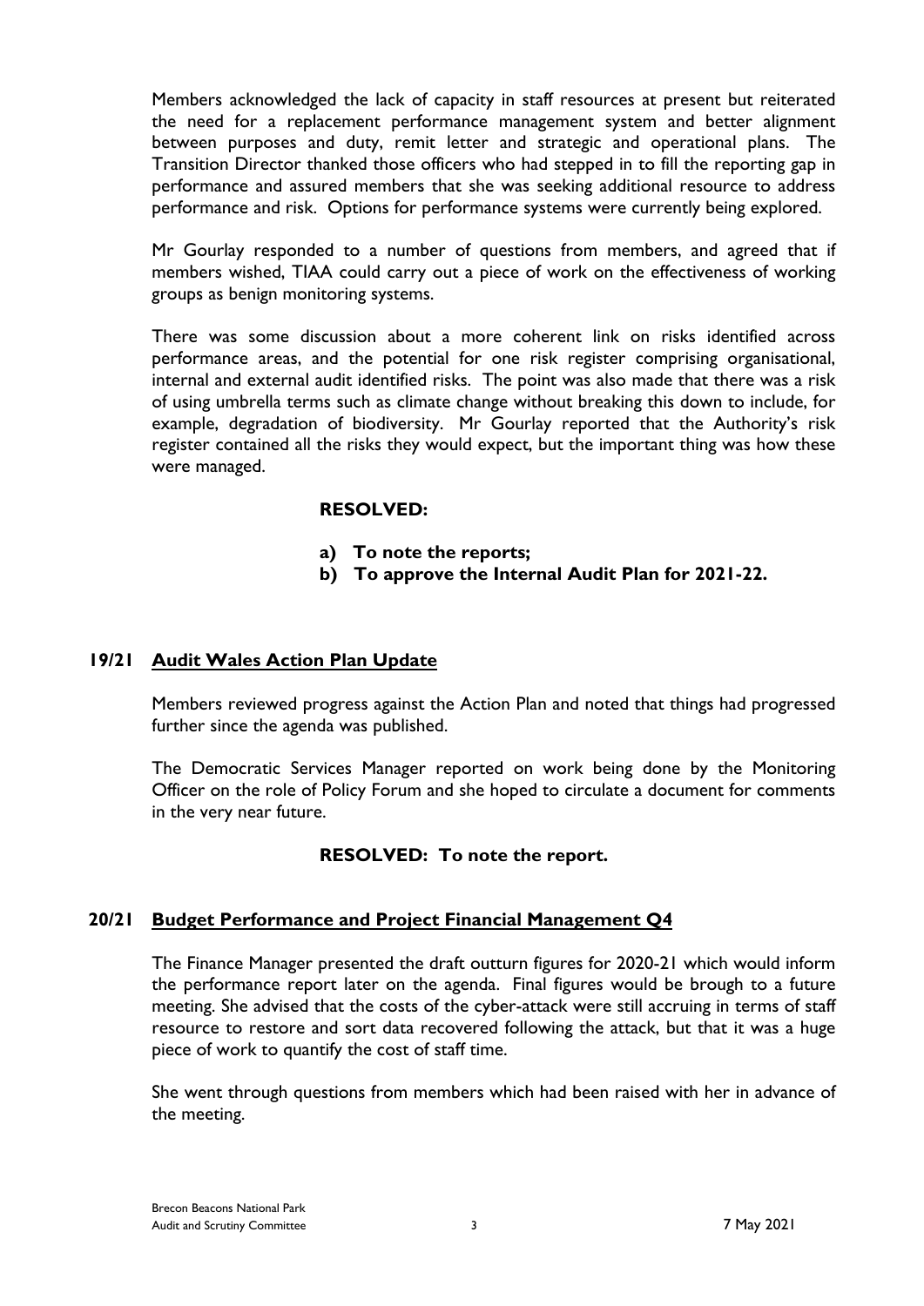Members acknowledged the lack of capacity in staff resources at present but reiterated the need for a replacement performance management system and better alignment between purposes and duty, remit letter and strategic and operational plans. The Transition Director thanked those officers who had stepped in to fill the reporting gap in performance and assured members that she was seeking additional resource to address performance and risk. Options for performance systems were currently being explored.

Mr Gourlay responded to a number of questions from members, and agreed that if members wished, TIAA could carry out a piece of work on the effectiveness of working groups as benign monitoring systems.

There was some discussion about a more coherent link on risks identified across performance areas, and the potential for one risk register comprising organisational, internal and external audit identified risks. The point was also made that there was a risk of using umbrella terms such as climate change without breaking this down to include, for example, degradation of biodiversity. Mr Gourlay reported that the Authority's risk register contained all the risks they would expect, but the important thing was how these were managed.

**RESOLVED:**

**a) To note the reports;**
**b) To approve the Internal Audit Plan for 2021-22.**

## 19/21 Audit Wales Action Plan Update

Members reviewed progress against the Action Plan and noted that things had progressed further since the agenda was published.

The Democratic Services Manager reported on work being done by the Monitoring Officer on the role of Policy Forum and she hoped to circulate a document for comments in the very near future.

**RESOLVED: To note the report.**

## 20/21 Budget Performance and Project Financial Management Q4

The Finance Manager presented the draft outturn figures for 2020-21 which would inform the performance report later on the agenda. Final figures would be brough to a future meeting. She advised that the costs of the cyber-attack were still accruing in terms of staff resource to restore and sort data recovered following the attack, but that it was a huge piece of work to quantify the cost of staff time.

She went through questions from members which had been raised with her in advance of the meeting.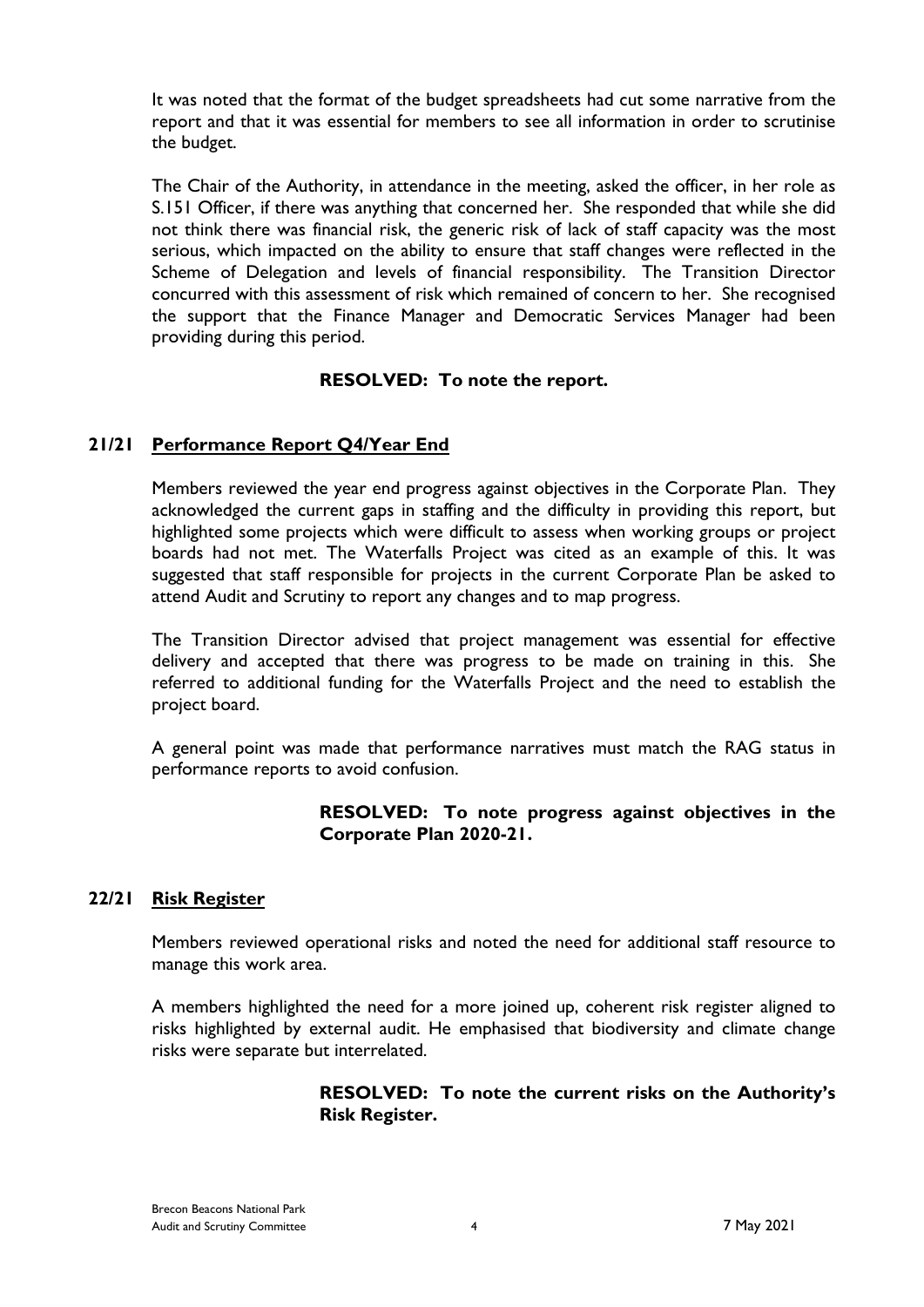It was noted that the format of the budget spreadsheets had cut some narrative from the report and that it was essential for members to see all information in order to scrutinise the budget.

The Chair of the Authority, in attendance in the meeting, asked the officer, in her role as S.151 Officer, if there was anything that concerned her. She responded that while she did not think there was financial risk, the generic risk of lack of staff capacity was the most serious, which impacted on the ability to ensure that staff changes were reflected in the Scheme of Delegation and levels of financial responsibility. The Transition Director concurred with this assessment of risk which remained of concern to her. She recognised the support that the Finance Manager and Democratic Services Manager had been providing during this period.

**RESOLVED: To note the report.**

## 21/21 Performance Report Q4/Year End

Members reviewed the year end progress against objectives in the Corporate Plan. They acknowledged the current gaps in staffing and the difficulty in providing this report, but highlighted some projects which were difficult to assess when working groups or project boards had not met. The Waterfalls Project was cited as an example of this. It was suggested that staff responsible for projects in the current Corporate Plan be asked to attend Audit and Scrutiny to report any changes and to map progress.

The Transition Director advised that project management was essential for effective delivery and accepted that there was progress to be made on training in this. She referred to additional funding for the Waterfalls Project and the need to establish the project board.

A general point was made that performance narratives must match the RAG status in performance reports to avoid confusion.

**RESOLVED: To note progress against objectives in the Corporate Plan 2020-21.**

## 22/21 Risk Register

Members reviewed operational risks and noted the need for additional staff resource to manage this work area.

A members highlighted the need for a more joined up, coherent risk register aligned to risks highlighted by external audit. He emphasised that biodiversity and climate change risks were separate but interrelated.

**RESOLVED: To note the current risks on the Authority's Risk Register.**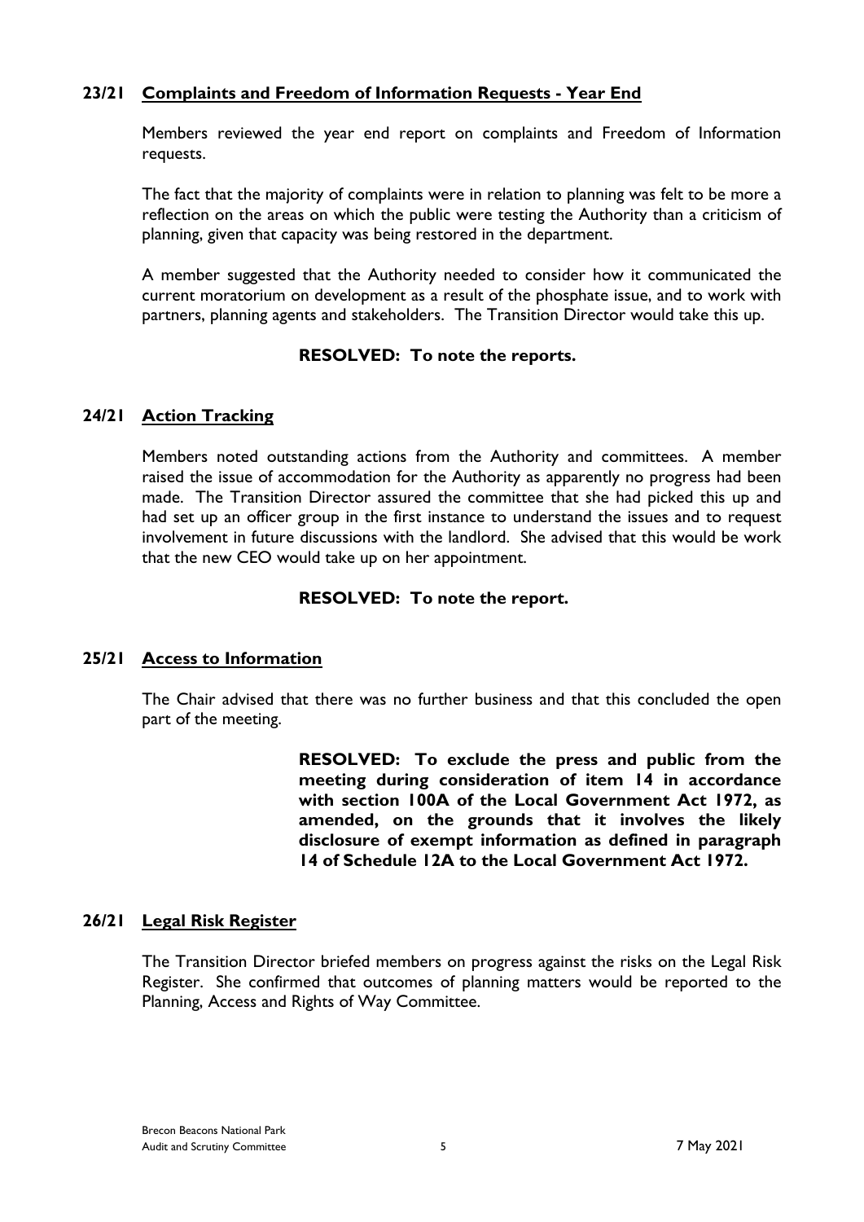**23/21 Complaints and Freedom of Information Requests - Year End**

Members reviewed the year end report on complaints and Freedom of Information requests.

The fact that the majority of complaints were in relation to planning was felt to be more a reflection on the areas on which the public were testing the Authority than a criticism of planning, given that capacity was being restored in the department.

A member suggested that the Authority needed to consider how it communicated the current moratorium on development as a result of the phosphate issue, and to work with partners, planning agents and stakeholders. The Transition Director would take this up.

**RESOLVED: To note the reports.**

**24/21 Action Tracking**

Members noted outstanding actions from the Authority and committees. A member raised the issue of accommodation for the Authority as apparently no progress had been made. The Transition Director assured the committee that she had picked this up and had set up an officer group in the first instance to understand the issues and to request involvement in future discussions with the landlord. She advised that this would be work that the new CEO would take up on her appointment.

**RESOLVED: To note the report.**

**25/21 Access to Information**

The Chair advised that there was no further business and that this concluded the open part of the meeting.

**RESOLVED: To exclude the press and public from the meeting during consideration of item 14 in accordance with section 100A of the Local Government Act 1972, as amended, on the grounds that it involves the likely disclosure of exempt information as defined in paragraph 14 of Schedule 12A to the Local Government Act 1972.**

**26/21 Legal Risk Register**

The Transition Director briefed members on progress against the risks on the Legal Risk Register. She confirmed that outcomes of planning matters would be reported to the Planning, Access and Rights of Way Committee.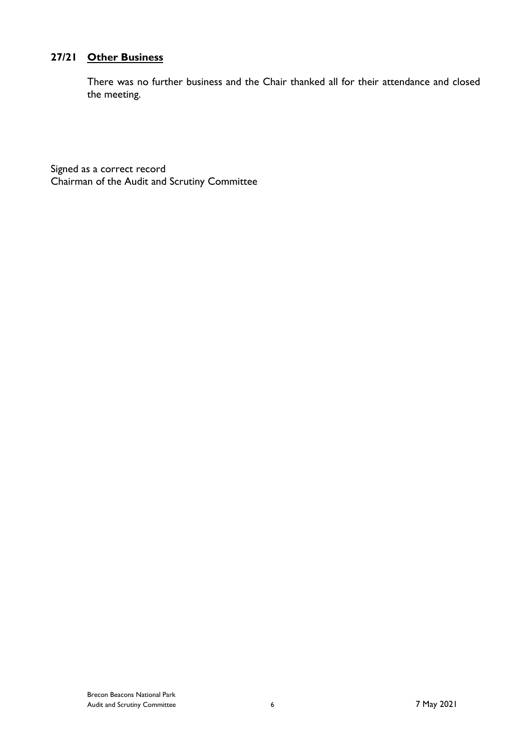## 27/21 Other Business

There was no further business and the Chair thanked all for their attendance and closed the meeting.

Signed as a correct record
Chairman of the Audit and Scrutiny Committee